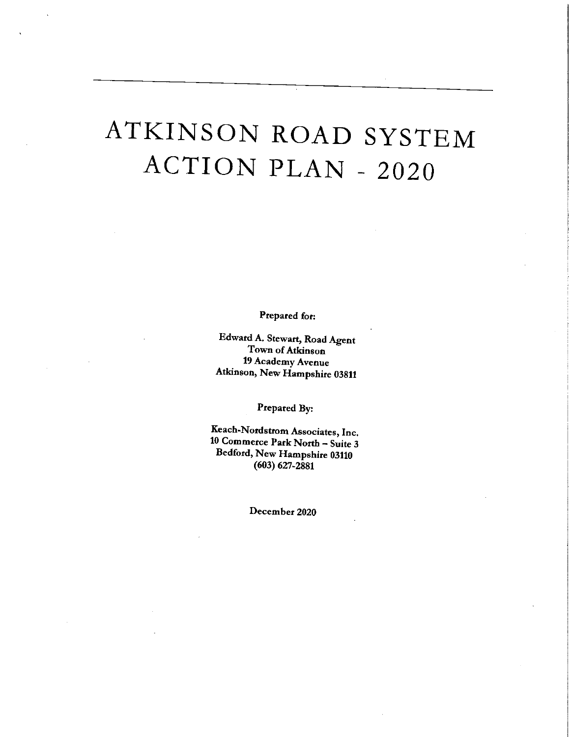# ATKINSON ROAD SYSTEM ACTION PLAN - 2020

**Prepared for:**

**Edward A. Stewart, Road Agent**
**Town of Atkinson**
**19 Academy Avenue**
**Atkinson, New Hampshire 03811**

**Prepared By:**

**Keach-Nordstrom Associates, Inc.**
**10 Commerce Park North – Suite 3**
**Bedford, New Hampshire 03110**
**(603) 627-2881**

**December 2020**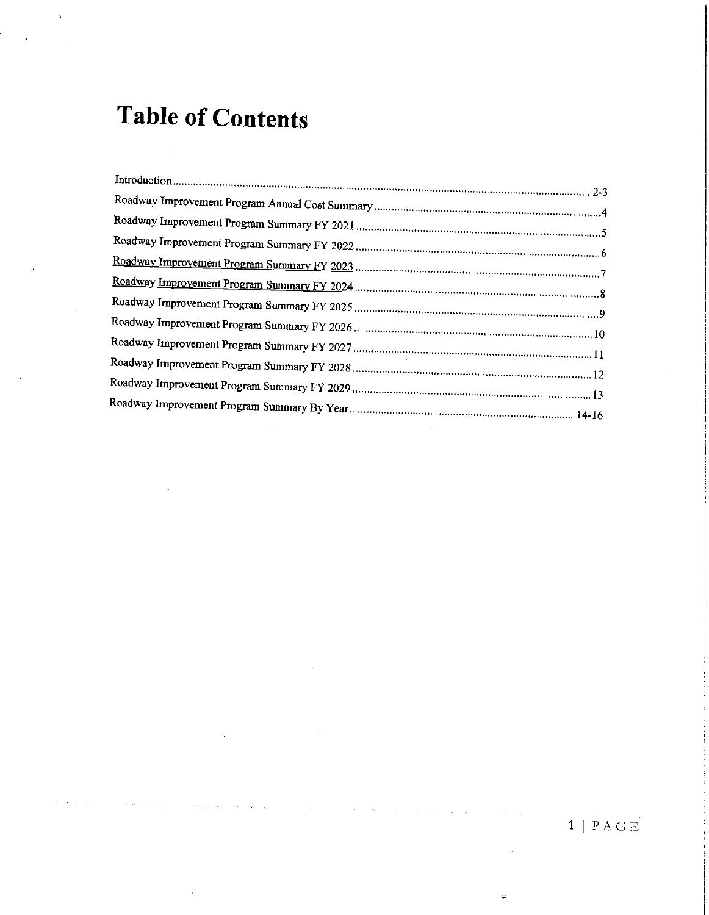# Table of Contents

Introduction .............................................................................................................. 2-3
Roadway Improvement Program Annual Cost Summary ........................................................ 4
Roadway Improvement Program Summary FY 2021 ............................................................... 5
Roadway Improvement Program Summary FY 2022 ............................................................... 6
Roadway Improvement Program Summary FY 2023 ............................................................... 7
Roadway Improvement Program Summary FY 2024 ............................................................... 8
Roadway Improvement Program Summary FY 2025 ............................................................... 9
Roadway Improvement Program Summary FY 2026 ............................................................... 10
Roadway Improvement Program Summary FY 2027 ............................................................... 11
Roadway Improvement Program Summary FY 2028 ............................................................... 12
Roadway Improvement Program Summary FY 2029 ............................................................... 13
Roadway Improvement Program Summary By Year ............................................................... 14-16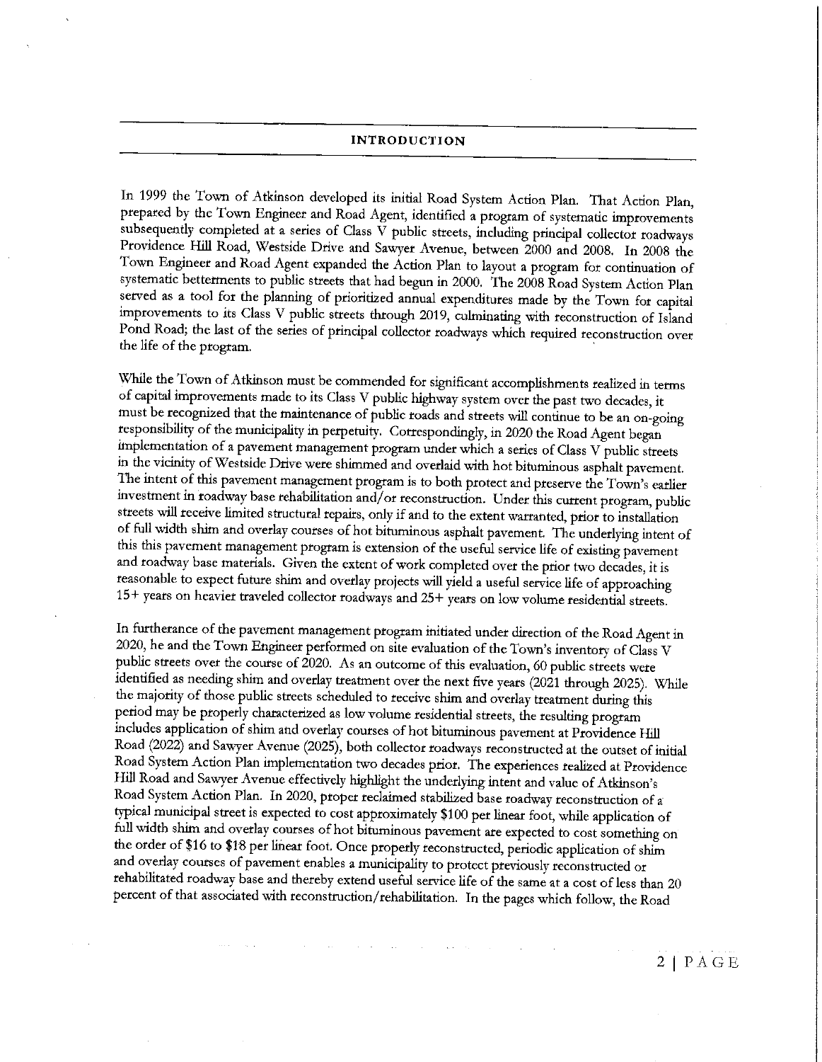## INTRODUCTION

In 1999 the Town of Atkinson developed its initial Road System Action Plan. That Action Plan, prepared by the Town Engineer and Road Agent, identified a program of systematic improvements subsequently completed at a series of Class V public streets, including principal collector roadways Providence Hill Road, Westside Drive and Sawyer Avenue, between 2000 and 2008. In 2008 the Town Engineer and Road Agent expanded the Action Plan to layout a program for continuation of systematic betterments to public streets that had begun in 2000. The 2008 Road System Action Plan served as a tool for the planning of prioritized annual expenditures made by the Town for capital improvements to its Class V public streets through 2019, culminating with reconstruction of Island Pond Road; the last of the series of principal collector roadways which required reconstruction over the life of the program.

While the Town of Atkinson must be commended for significant accomplishments realized in terms of capital improvements made to its Class V public highway system over the past two decades, it must be recognized that the maintenance of public roads and streets will continue to be an on-going responsibility of the municipality in perpetuity. Correspondingly, in 2020 the Road Agent began implementation of a pavement management program under which a series of Class V public streets in the vicinity of Westside Drive were shimmed and overlaid with hot bituminous asphalt pavement. The intent of this pavement management program is to both protect and preserve the Town's earlier investment in roadway base rehabilitation and/or reconstruction. Under this current program, public streets will receive limited structural repairs, only if and to the extent warranted, prior to installation of full width shim and overlay courses of hot bituminous asphalt pavement. The underlying intent of this this pavement management program is extension of the useful service life of existing pavement and roadway base materials. Given the extent of work completed over the prior two decades, it is reasonable to expect future shim and overlay projects will yield a useful service life of approaching 15+ years on heavier traveled collector roadways and 25+ years on low volume residential streets.

In furtherance of the pavement management program initiated under direction of the Road Agent in 2020, he and the Town Engineer performed on site evaluation of the Town's inventory of Class V public streets over the course of 2020. As an outcome of this evaluation, 60 public streets were identified as needing shim and overlay treatment over the next five years (2021 through 2025). While the majority of those public streets scheduled to receive shim and overlay treatment during this period may be properly characterized as low volume residential streets, the resulting program includes application of shim and overlay courses of hot bituminous pavement at Providence Hill Road (2022) and Sawyer Avenue (2025), both collector roadways reconstructed at the outset of initial Road System Action Plan implementation two decades prior. The experiences realized at Providence Hill Road and Sawyer Avenue effectively highlight the underlying intent and value of Atkinson's Road System Action Plan. In 2020, proper reclaimed stabilized base roadway reconstruction of a typical municipal street is expected to cost approximately $100 per linear foot, while application of full width shim and overlay courses of hot bituminous pavement are expected to cost something on the order of $16 to $18 per linear foot. Once properly reconstructed, periodic application of shim and overlay courses of pavement enables a municipality to protect previously reconstructed or rehabilitated roadway base and thereby extend useful service life of the same at a cost of less than 20 percent of that associated with reconstruction/rehabilitation. In the pages which follow, the Road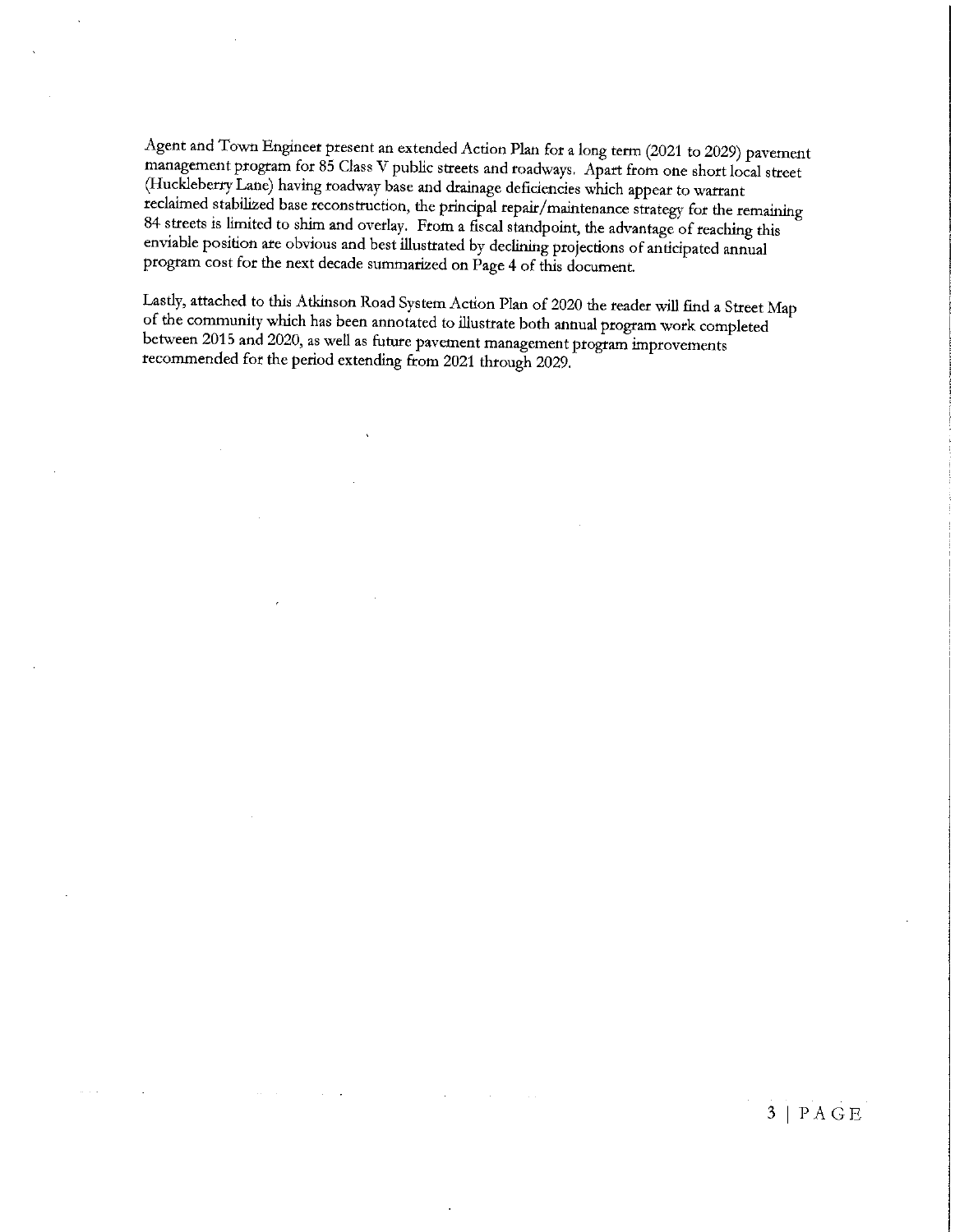Agent and Town Engineer present an extended Action Plan for a long term (2021 to 2029) pavement management program for 85 Class V public streets and roadways. Apart from one short local street (Huckleberry Lane) having roadway base and drainage deficiencies which appear to warrant reclaimed stabilized base reconstruction, the principal repair/maintenance strategy for the remaining 84 streets is limited to shim and overlay. From a fiscal standpoint, the advantage of reaching this enviable position are obvious and best illustrated by declining projections of anticipated annual program cost for the next decade summarized on Page 4 of this document.

Lastly, attached to this Atkinson Road System Action Plan of 2020 the reader will find a Street Map of the community which has been annotated to illustrate both annual program work completed between 2015 and 2020, as well as future pavement management program improvements recommended for the period extending from 2021 through 2029.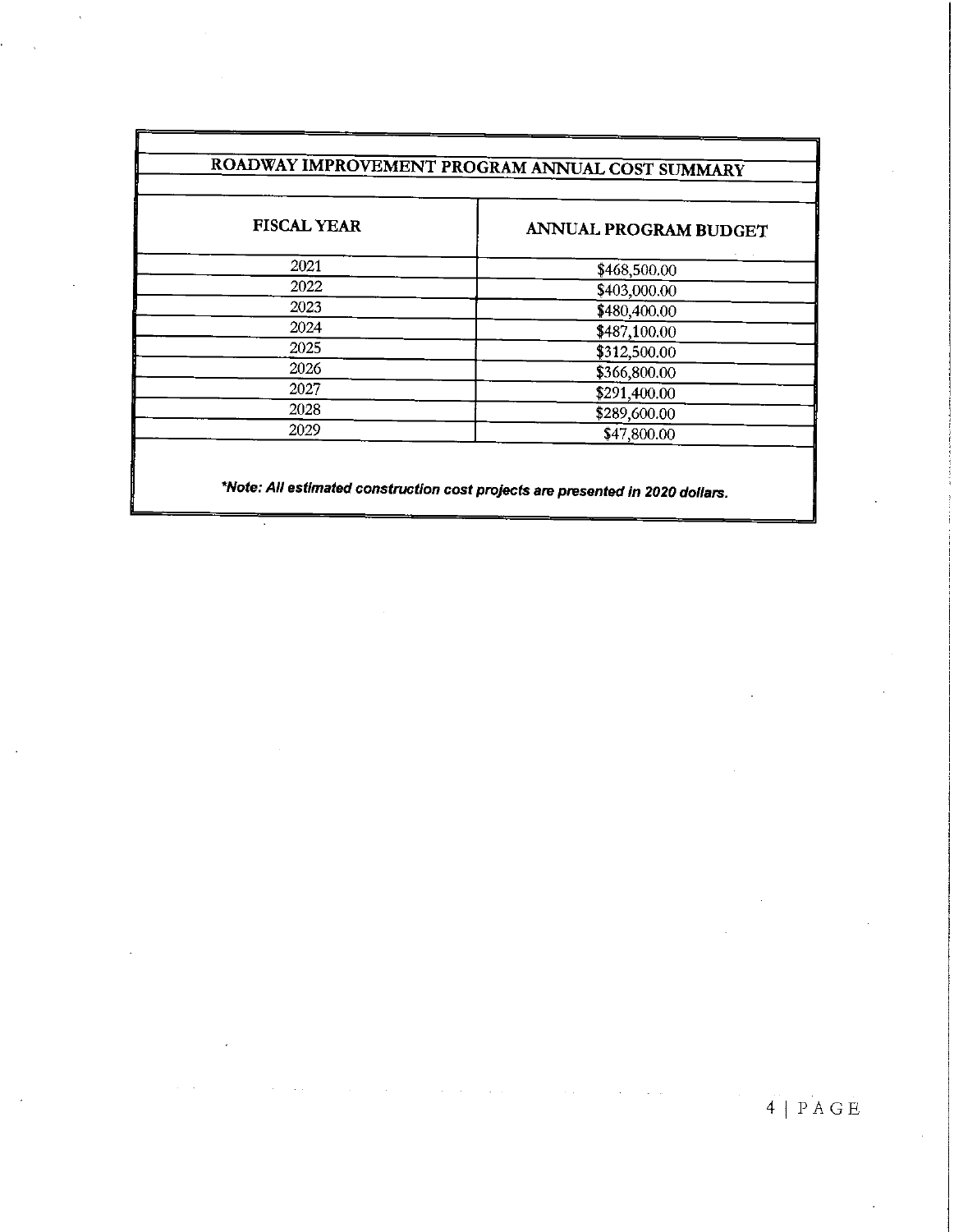## ROADWAY IMPROVEMENT PROGRAM ANNUAL COST SUMMARY

| FISCAL YEAR | ANNUAL PROGRAM BUDGET |
| --- | --- |
| 2021 | $468,500.00 |
| 2022 | $403,000.00 |
| 2023 | $480,400.00 |
| 2024 | $487,100.00 |
| 2025 | $312,500.00 |
| 2026 | $366,800.00 |
| 2027 | $291,400.00 |
| 2028 | $289,600.00 |
| 2029 | $47,800.00 |

***Note: All estimated construction cost projects are presented in 2020 dollars.***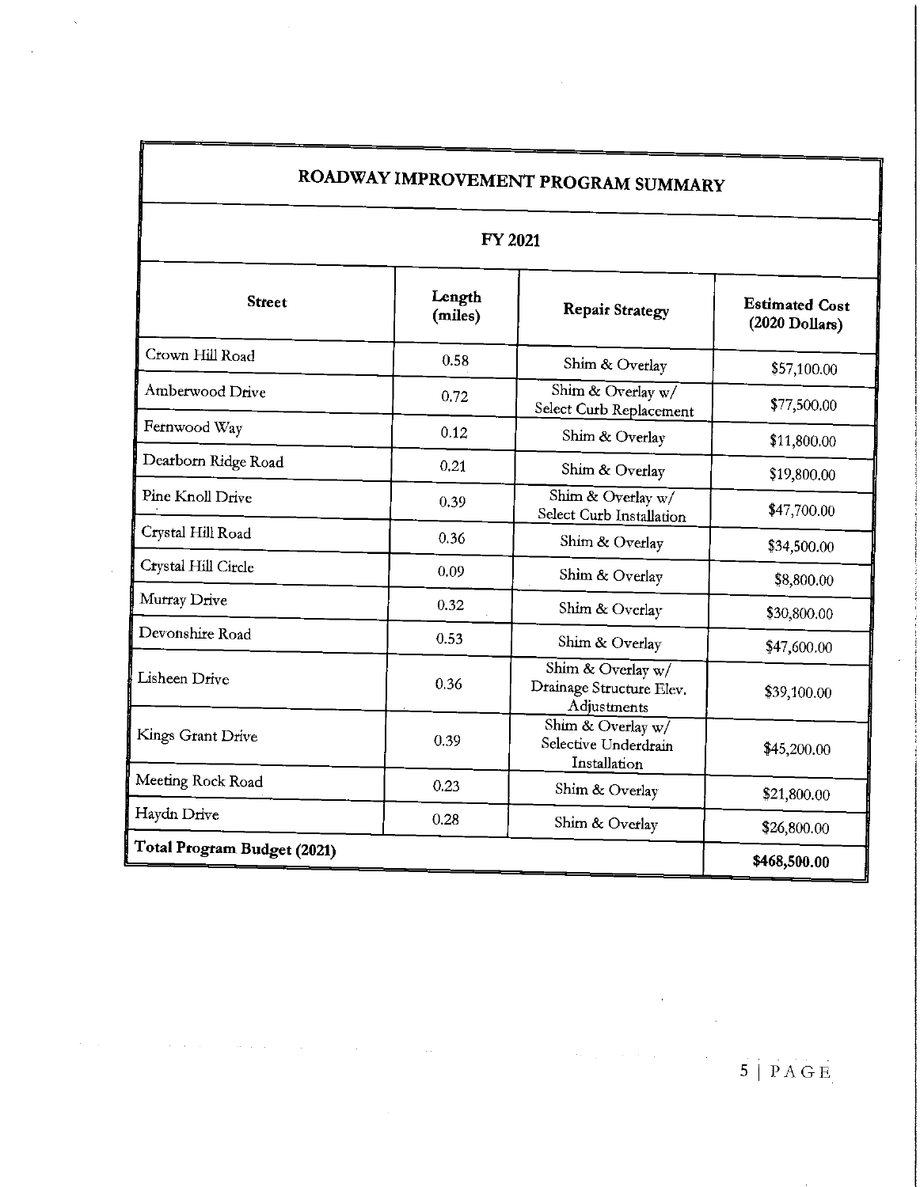| ROADWAY IMPROVEMENT PROGRAM SUMMARY | | | |
|---|---|---|---|
| **FY 2021** | | | |
| **Street** | **Length (miles)** | **Repair Strategy** | **Estimated Cost (2020 Dollars)** |
| Crown Hill Road | 0.58 | Shim & Overlay | $57,100.00 |
| Amberwood Drive | 0.72 | Shim & Overlay w/ Select Curb Replacement | $77,500.00 |
| Fernwood Way | 0.12 | Shim & Overlay | $11,800.00 |
| Dearborn Ridge Road | 0.21 | Shim & Overlay | $19,800.00 |
| Pine Knoll Drive | 0.39 | Shim & Overlay w/ Select Curb Installation | $47,700.00 |
| Crystal Hill Road | 0.36 | Shim & Overlay | $34,500.00 |
| Crystal Hill Circle | 0.09 | Shim & Overlay | $8,800.00 |
| Murray Drive | 0.32 | Shim & Overlay | $30,800.00 |
| Devonshire Road | 0.53 | Shim & Overlay | $47,600.00 |
| Lisheen Drive | 0.36 | Shim & Overlay w/ Drainage Structure Elev. Adjustments | $39,100.00 |
| Kings Grant Drive | 0.39 | Shim & Overlay w/ Selective Underdrain Installation | $45,200.00 |
| Meeting Rock Road | 0.23 | Shim & Overlay | $21,800.00 |
| Haydn Drive | 0.28 | Shim & Overlay | $26,800.00 |
| **Total Program Budget (2021)** | | | **$468,500.00** |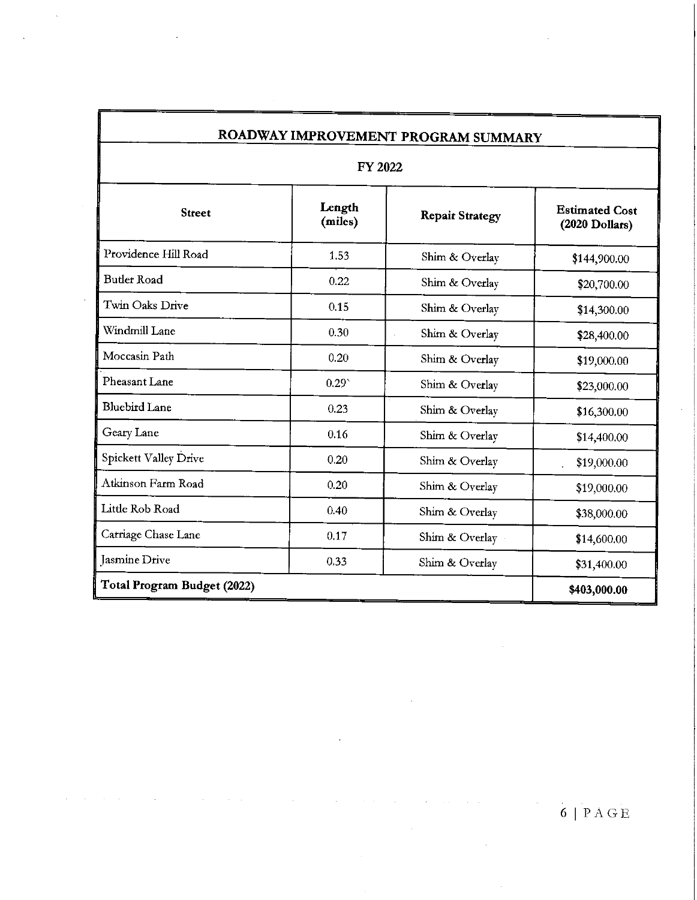| ROADWAY IMPROVEMENT PROGRAM SUMMARY | | | |
|---|---|---|---|
| FY 2022 | | | |
| **Street** | **Length (miles)** | **Repair Strategy** | **Estimated Cost (2020 Dollars)** |
| Providence Hill Road | 1.53 | Shim & Overlay | $144,900.00 |
| Butler Road | 0.22 | Shim & Overlay | $20,700.00 |
| Twin Oaks Drive | 0.15 | Shim & Overlay | $14,300.00 |
| Windmill Lane | 0.30 | Shim & Overlay | $28,400.00 |
| Moccasin Path | 0.20 | Shim & Overlay | $19,000.00 |
| Pheasant Lane | 0.29 | Shim & Overlay | $23,000.00 |
| Bluebird Lane | 0.23 | Shim & Overlay | $16,300.00 |
| Geary Lane | 0.16 | Shim & Overlay | $14,400.00 |
| Spickett Valley Drive | 0.20 | Shim & Overlay | $19,000.00 |
| Atkinson Farm Road | 0.20 | Shim & Overlay | $19,000.00 |
| Little Rob Road | 0.40 | Shim & Overlay | $38,000.00 |
| Carriage Chase Lane | 0.17 | Shim & Overlay | $14,600.00 |
| Jasmine Drive | 0.33 | Shim & Overlay | $31,400.00 |
| **Total Program Budget (2022)** | | | **$403,000.00** |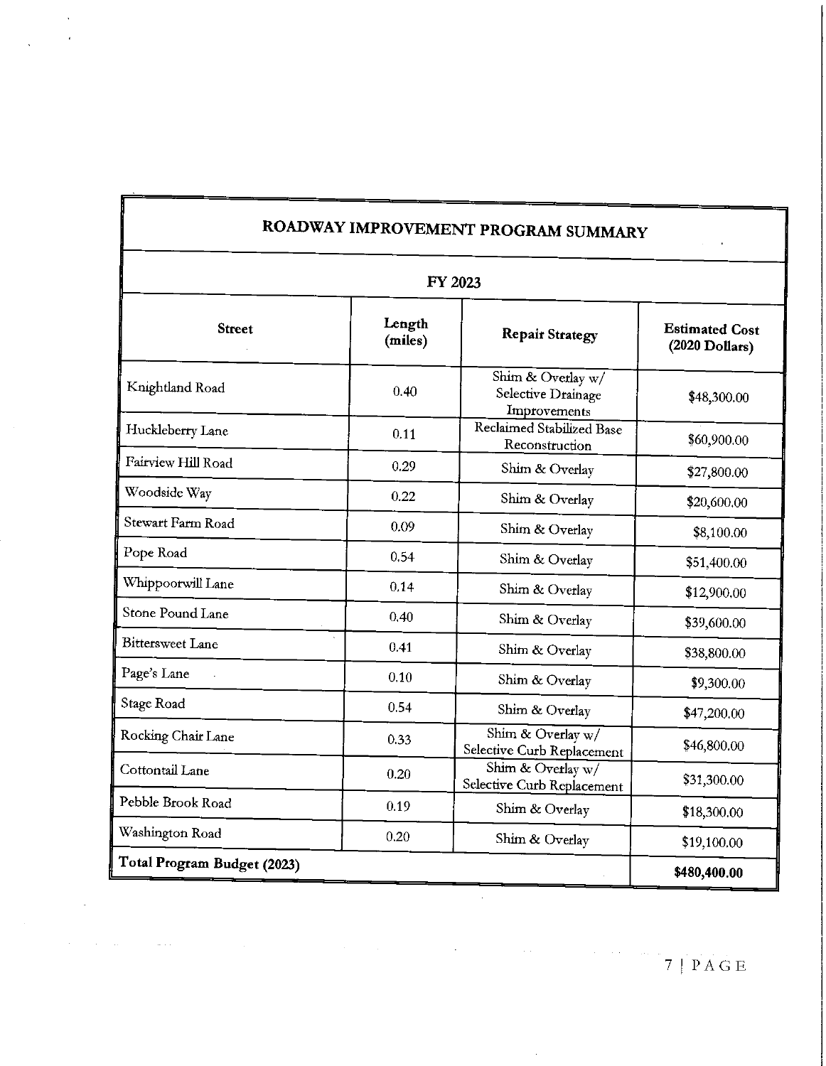| ROADWAY IMPROVEMENT PROGRAM SUMMARY | | | |
|---|---|---|---|
| FY 2023 | | | |
| **Street** | **Length (miles)** | **Repair Strategy** | **Estimated Cost (2020 Dollars)** |
| Knightland Road | 0.40 | Shim & Overlay w/ Selective Drainage Improvements | $48,300.00 |
| Huckleberry Lane | 0.11 | Reclaimed Stabilized Base Reconstruction | $60,900.00 |
| Fairview Hill Road | 0.29 | Shim & Overlay | $27,800.00 |
| Woodside Way | 0.22 | Shim & Overlay | $20,600.00 |
| Stewart Farm Road | 0.09 | Shim & Overlay | $8,100.00 |
| Pope Road | 0.54 | Shim & Overlay | $51,400.00 |
| Whippoorwill Lane | 0.14 | Shim & Overlay | $12,900.00 |
| Stone Pound Lane | 0.40 | Shim & Overlay | $39,600.00 |
| Bittersweet Lane | 0.41 | Shim & Overlay | $38,800.00 |
| Page's Lane | 0.10 | Shim & Overlay | $9,300.00 |
| Stage Road | 0.54 | Shim & Overlay | $47,200.00 |
| Rocking Chair Lane | 0.33 | Shim & Overlay w/ Selective Curb Replacement | $46,800.00 |
| Cottontail Lane | 0.20 | Shim & Overlay w/ Selective Curb Replacement | $31,300.00 |
| Pebble Brook Road | 0.19 | Shim & Overlay | $18,300.00 |
| Washington Road | 0.20 | Shim & Overlay | $19,100.00 |
| **Total Program Budget (2023)** | | | **$480,400.00** |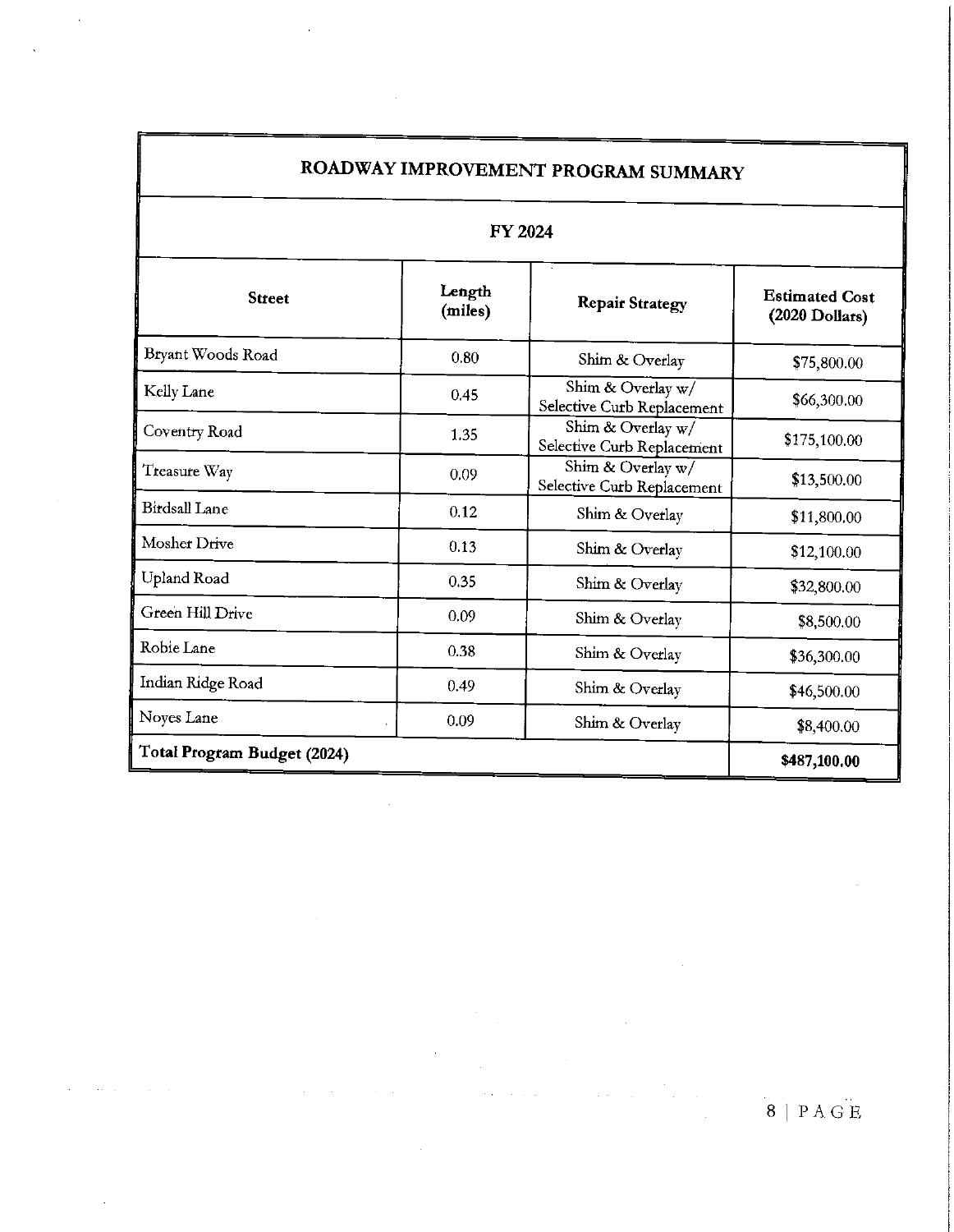| ROADWAY IMPROVEMENT PROGRAM SUMMARY | | | |
|---|---|---|---|
| **FY 2024** | | | |
| **Street** | **Length (miles)** | **Repair Strategy** | **Estimated Cost (2020 Dollars)** |
| Bryant Woods Road | 0.80 | Shim & Overlay | $75,800.00 |
| Kelly Lane | 0.45 | Shim & Overlay w/ Selective Curb Replacement | $66,300.00 |
| Coventry Road | 1.35 | Shim & Overlay w/ Selective Curb Replacement | $175,100.00 |
| Treasure Way | 0.09 | Shim & Overlay w/ Selective Curb Replacement | $13,500.00 |
| Birdsall Lane | 0.12 | Shim & Overlay | $11,800.00 |
| Mosher Drive | 0.13 | Shim & Overlay | $12,100.00 |
| Upland Road | 0.35 | Shim & Overlay | $32,800.00 |
| Green Hill Drive | 0.09 | Shim & Overlay | $8,500.00 |
| Robie Lane | 0.38 | Shim & Overlay | $36,300.00 |
| Indian Ridge Road | 0.49 | Shim & Overlay | $46,500.00 |
| Noyes Lane | 0.09 | Shim & Overlay | $8,400.00 |
| **Total Program Budget (2024)** | | | **$487,100.00** |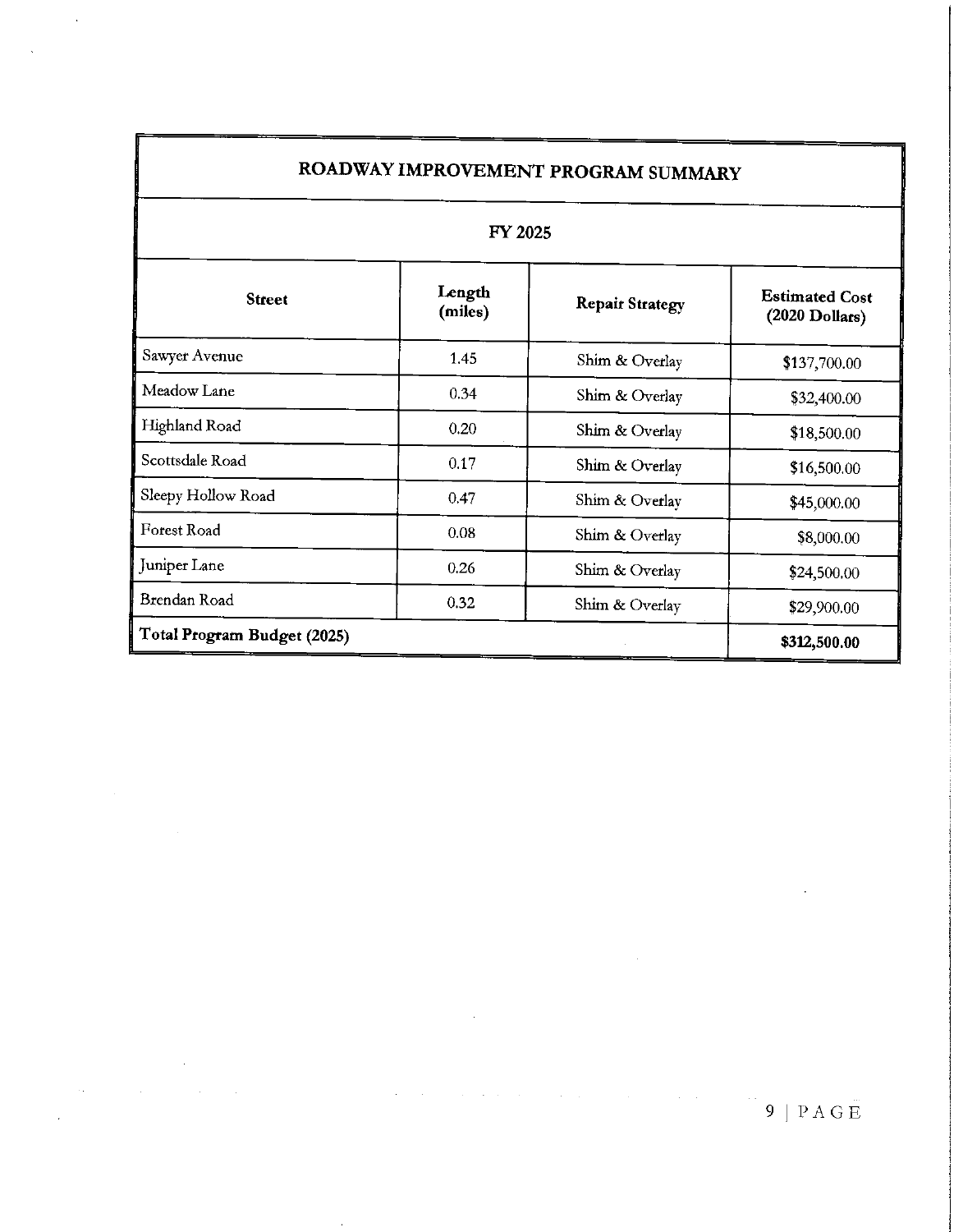## ROADWAY IMPROVEMENT PROGRAM SUMMARY

### FY 2025

| Street | Length (miles) | Repair Strategy | Estimated Cost (2020 Dollars) |
|---|---|---|---|
| Sawyer Avenue | 1.45 | Shim & Overlay | $137,700.00 |
| Meadow Lane | 0.34 | Shim & Overlay | $32,400.00 |
| Highland Road | 0.20 | Shim & Overlay | $18,500.00 |
| Scottsdale Road | 0.17 | Shim & Overlay | $16,500.00 |
| Sleepy Hollow Road | 0.47 | Shim & Overlay | $45,000.00 |
| Forest Road | 0.08 | Shim & Overlay | $8,000.00 |
| Juniper Lane | 0.26 | Shim & Overlay | $24,500.00 |
| Brendan Road | 0.32 | Shim & Overlay | $29,900.00 |
| **Total Program Budget (2025)** | | | **$312,500.00** |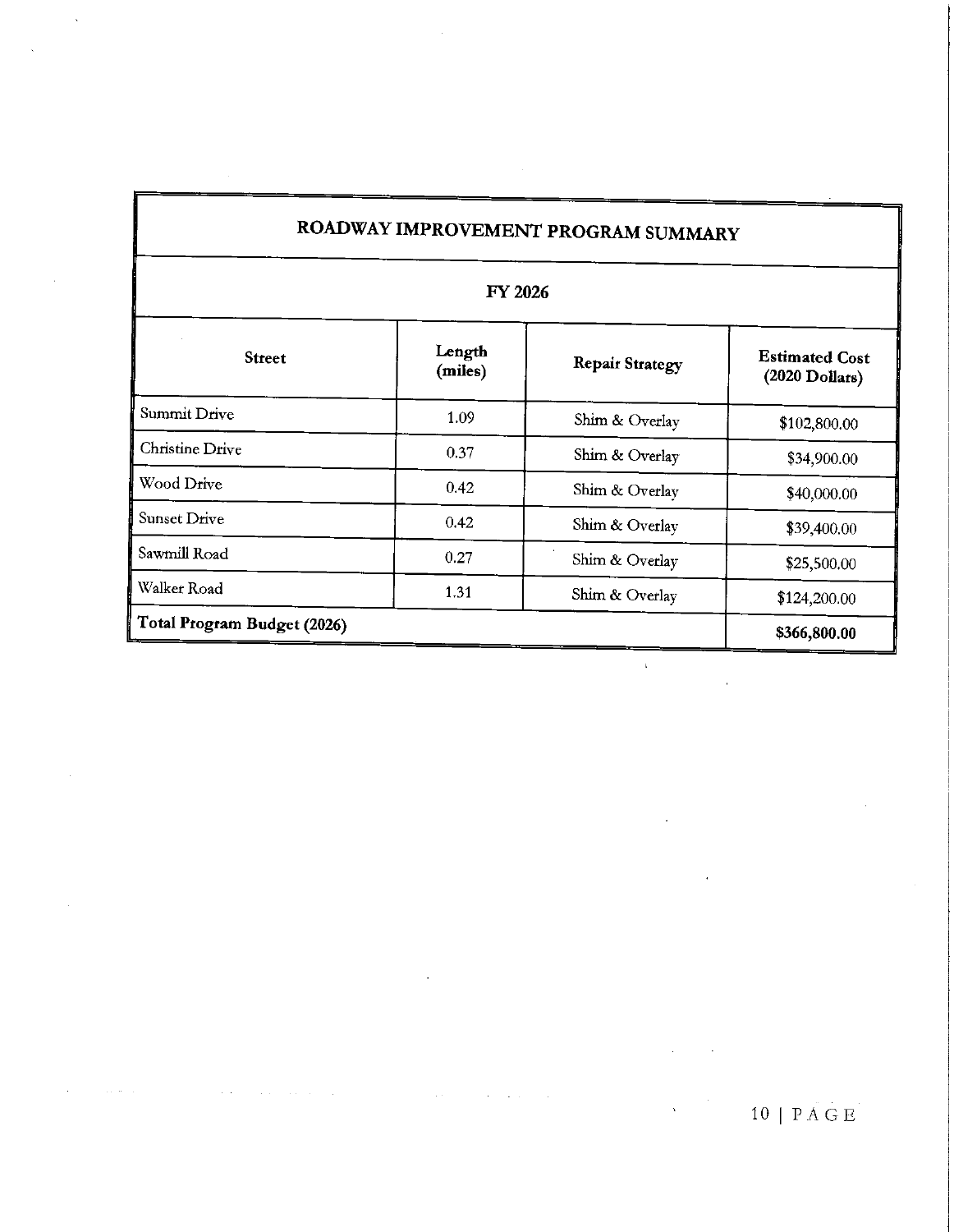| ROADWAY IMPROVEMENT PROGRAM SUMMARY | | | |
|---|---|---|---|
| FY 2026 | | | |
| **Street** | **Length (miles)** | **Repair Strategy** | **Estimated Cost (2020 Dollars)** |
| Summit Drive | 1.09 | Shim & Overlay | $102,800.00 |
| Christine Drive | 0.37 | Shim & Overlay | $34,900.00 |
| Wood Drive | 0.42 | Shim & Overlay | $40,000.00 |
| Sunset Drive | 0.42 | Shim & Overlay | $39,400.00 |
| Sawmill Road | 0.27 | Shim & Overlay | $25,500.00 |
| Walker Road | 1.31 | Shim & Overlay | $124,200.00 |
| **Total Program Budget (2026)** | | | **$366,800.00** |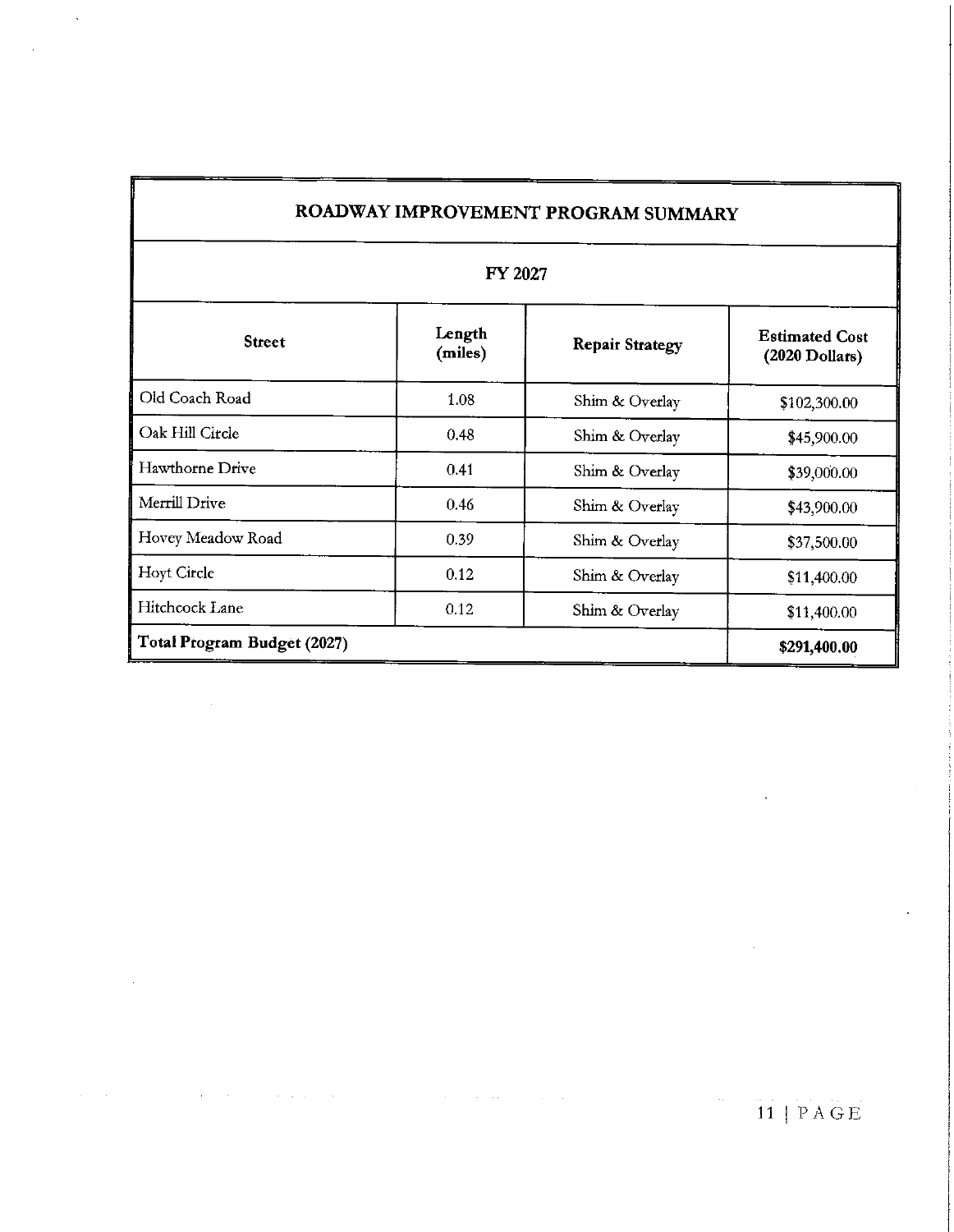| ROADWAY IMPROVEMENT PROGRAM SUMMARY | | | |
|---|---|---|---|
| **FY 2027** | | | |
| **Street** | **Length (miles)** | **Repair Strategy** | **Estimated Cost (2020 Dollars)** |
| Old Coach Road | 1.08 | Shim & Overlay | $102,300.00 |
| Oak Hill Circle | 0.48 | Shim & Overlay | $45,900.00 |
| Hawthorne Drive | 0.41 | Shim & Overlay | $39,000.00 |
| Merrill Drive | 0.46 | Shim & Overlay | $43,900.00 |
| Hovey Meadow Road | 0.39 | Shim & Overlay | $37,500.00 |
| Hoyt Circle | 0.12 | Shim & Overlay | $11,400.00 |
| Hitchcock Lane | 0.12 | Shim & Overlay | $11,400.00 |
| **Total Program Budget (2027)** | | | **$291,400.00** |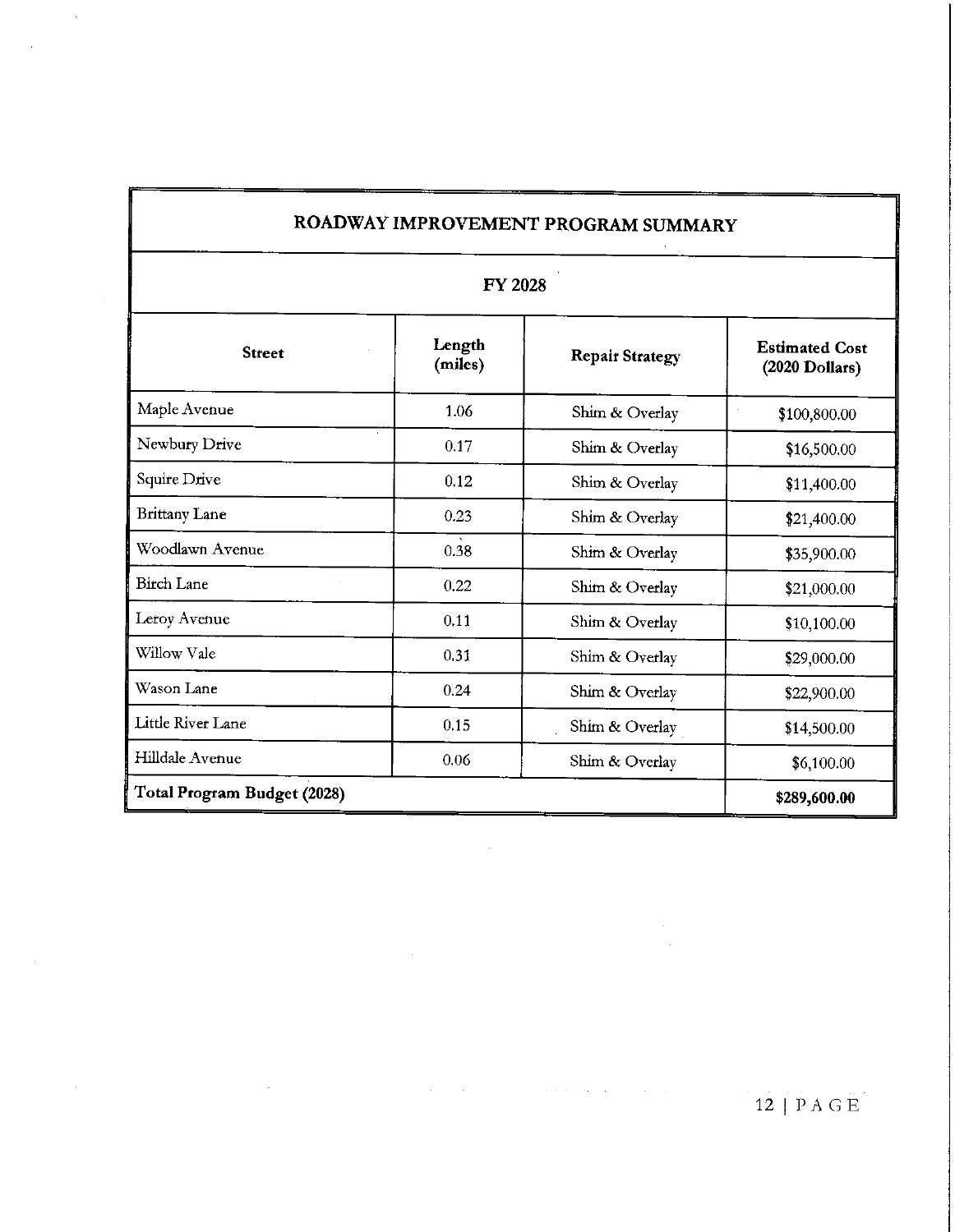| ROADWAY IMPROVEMENT PROGRAM SUMMARY | | | |
|---|---|---|---|
| **FY 2028** | | | |
| **Street** | **Length (miles)** | **Repair Strategy** | **Estimated Cost (2020 Dollars)** |
| Maple Avenue | 1.06 | Shim & Overlay | $100,800.00 |
| Newbury Drive | 0.17 | Shim & Overlay | $16,500.00 |
| Squire Drive | 0.12 | Shim & Overlay | $11,400.00 |
| Brittany Lane | 0.23 | Shim & Overlay | $21,400.00 |
| Woodlawn Avenue | 0.38 | Shim & Overlay | $35,900.00 |
| Birch Lane | 0.22 | Shim & Overlay | $21,000.00 |
| Leroy Avenue | 0.11 | Shim & Overlay | $10,100.00 |
| Willow Vale | 0.31 | Shim & Overlay | $29,000.00 |
| Wason Lane | 0.24 | Shim & Overlay | $22,900.00 |
| Little River Lane | 0.15 | Shim & Overlay | $14,500.00 |
| Hilldale Avenue | 0.06 | Shim & Overlay | $6,100.00 |
| **Total Program Budget (2028)** | | | **$289,600.00** |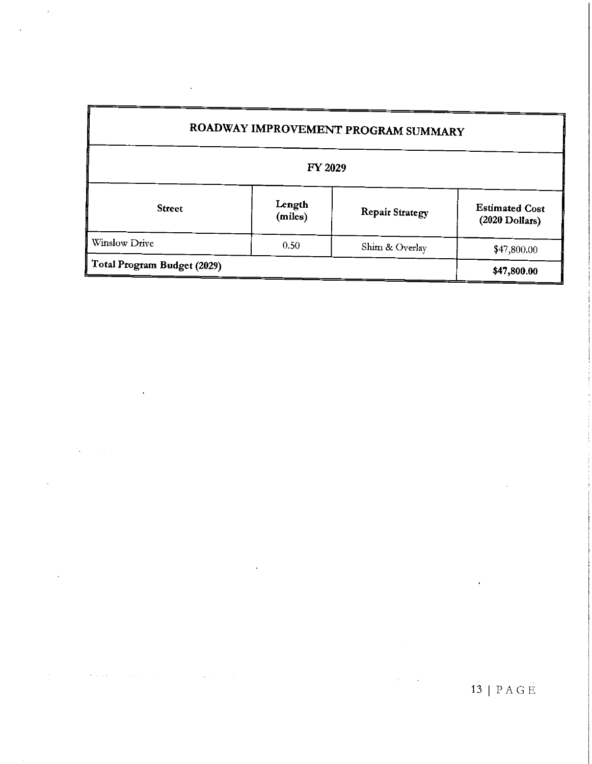| ROADWAY IMPROVEMENT PROGRAM SUMMARY | | | |
|---|---|---|---|
| FY 2029 | | | |
| **Street** | **Length (miles)** | **Repair Strategy** | **Estimated Cost (2020 Dollars)** |
| Winslow Drive | 0.50 | Shim & Overlay | $47,800.00 |
| **Total Program Budget (2029)** | | | **$47,800.00** |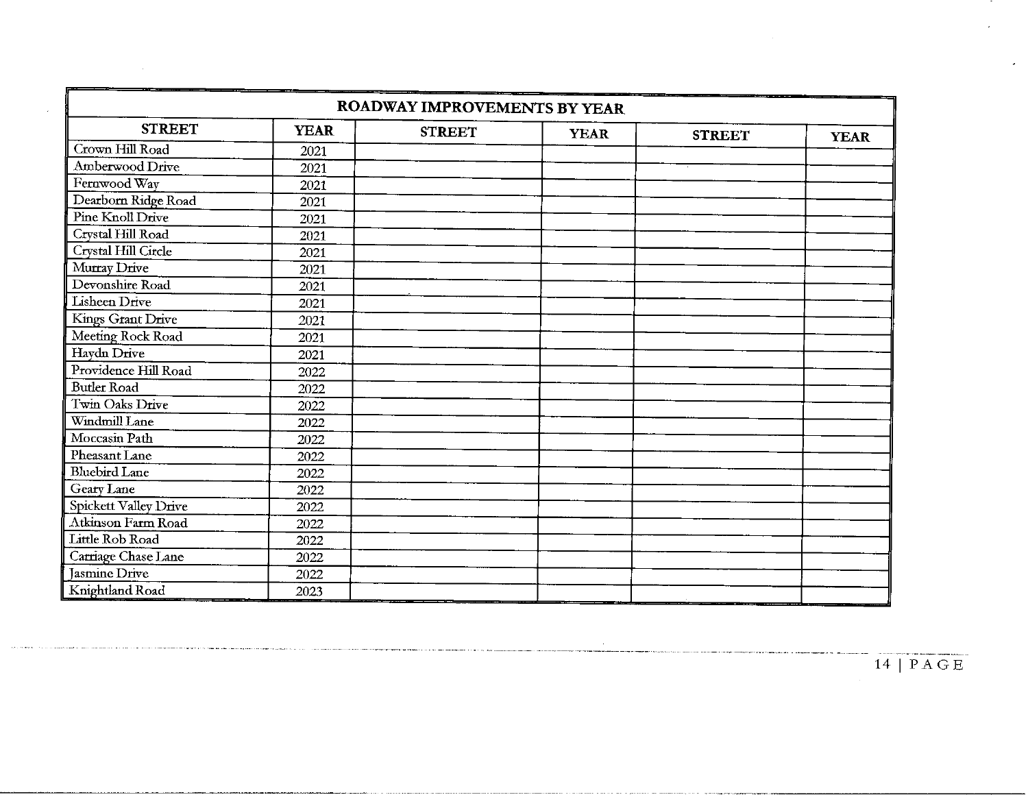| ROADWAY IMPROVEMENTS BY YEAR | | | | | |
|---|---|---|---|---|---|
| **STREET** | **YEAR** | **STREET** | **YEAR** | **STREET** | **YEAR** |
| Crown Hill Road | 2021 | | | | |
| Amberwood Drive | 2021 | | | | |
| Fernwood Way | 2021 | | | | |
| Dearborn Ridge Road | 2021 | | | | |
| Pine Knoll Drive | 2021 | | | | |
| Crystal Hill Road | 2021 | | | | |
| Crystal Hill Circle | 2021 | | | | |
| Murray Drive | 2021 | | | | |
| Devonshire Road | 2021 | | | | |
| Lisheen Drive | 2021 | | | | |
| Kings Grant Drive | 2021 | | | | |
| Meeting Rock Road | 2021 | | | | |
| Haydn Drive | 2021 | | | | |
| Providence Hill Road | 2022 | | | | |
| Butler Road | 2022 | | | | |
| Twin Oaks Drive | 2022 | | | | |
| Windmill Lane | 2022 | | | | |
| Moccasin Path | 2022 | | | | |
| Pheasant Lane | 2022 | | | | |
| Bluebird Lane | 2022 | | | | |
| Geary Lane | 2022 | | | | |
| Spickett Valley Drive | 2022 | | | | |
| Atkinson Farm Road | 2022 | | | | |
| Little Rob Road | 2022 | | | | |
| Carriage Chase Lane | 2022 | | | | |
| Jasmine Drive | 2022 | | | | |
| Knightland Road | 2023 | | | | |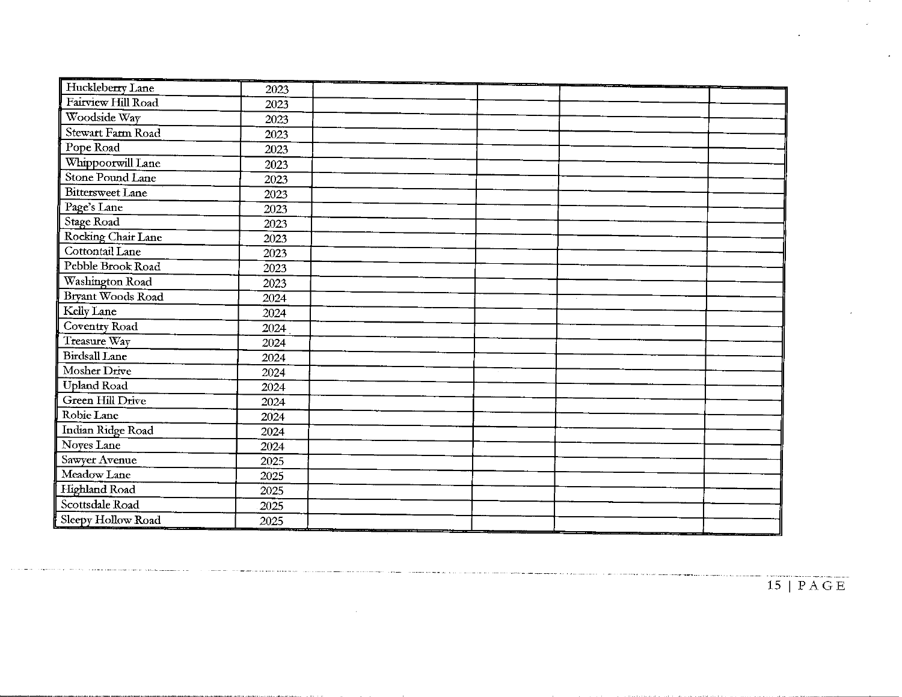| | | | | | |
|---|---|---|---|---|---|
| Huckleberry Lane | 2023 | | | | |
| Fairview Hill Road | 2023 | | | | |
| Woodside Way | 2023 | | | | |
| Stewart Farm Road | 2023 | | | | |
| Pope Road | 2023 | | | | |
| Whippoorwill Lane | 2023 | | | | |
| Stone Pound Lane | 2023 | | | | |
| Bittersweet Lane | 2023 | | | | |
| Page's Lane | 2023 | | | | |
| Stage Road | 2023 | | | | |
| Rocking Chair Lane | 2023 | | | | |
| Cottontail Lane | 2023 | | | | |
| Pebble Brook Road | 2023 | | | | |
| Washington Road | 2023 | | | | |
| Bryant Woods Road | 2024 | | | | |
| Kelly Lane | 2024 | | | | |
| Coventry Road | 2024 | | | | |
| Treasure Way | 2024 | | | | |
| Birdsall Lane | 2024 | | | | |
| Mosher Drive | 2024 | | | | |
| Upland Road | 2024 | | | | |
| Green Hill Drive | 2024 | | | | |
| Robie Lane | 2024 | | | | |
| Indian Ridge Road | 2024 | | | | |
| Noyes Lane | 2024 | | | | |
| Sawyer Avenue | 2025 | | | | |
| Meadow Lane | 2025 | | | | |
| Highland Road | 2025 | | | | |
| Scottsdale Road | 2025 | | | | |
| Sleepy Hollow Road | 2025 | | | | |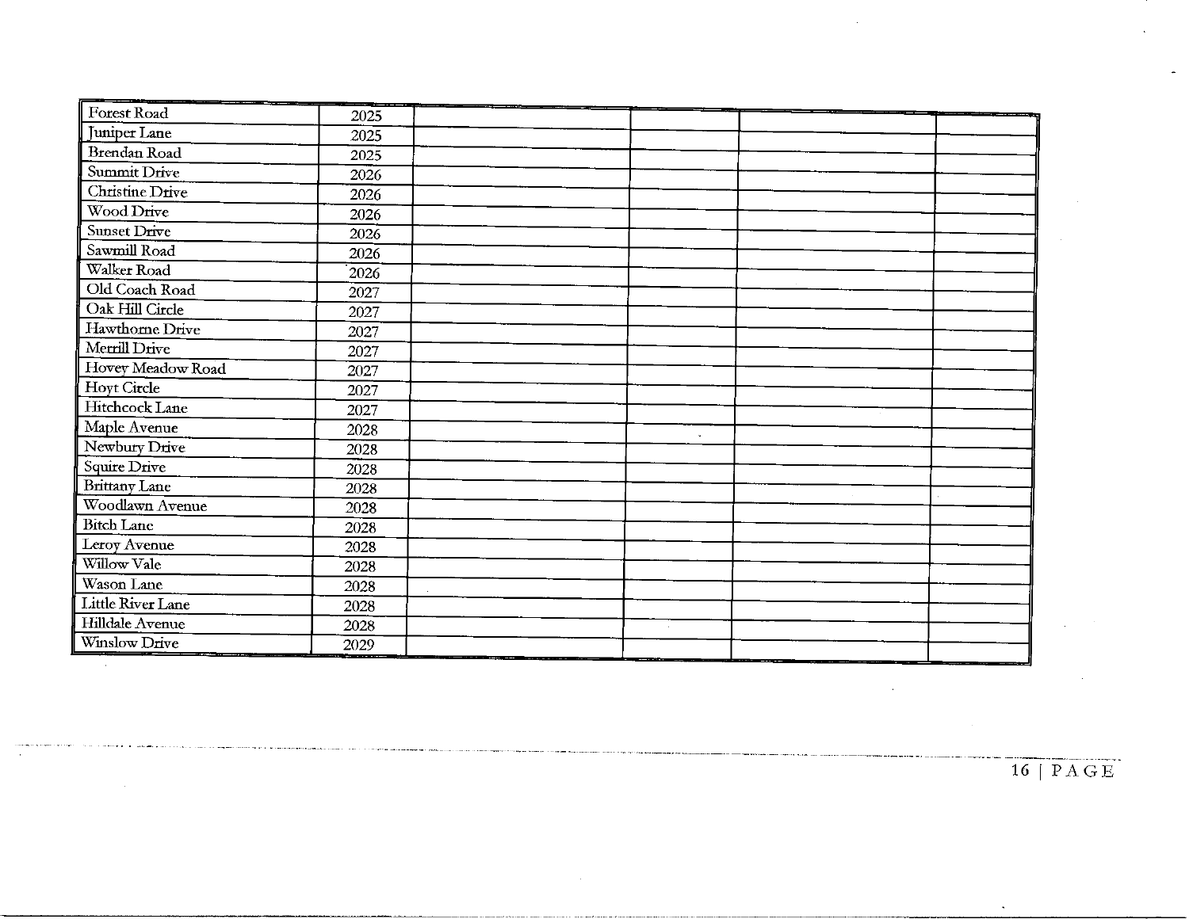| | | | | | |
|---|---|---|---|---|---|
| Forest Road | 2025 | | | | |
| Juniper Lane | 2025 | | | | |
| Brendan Road | 2025 | | | | |
| Summit Drive | 2026 | | | | |
| Christine Drive | 2026 | | | | |
| Wood Drive | 2026 | | | | |
| Sunset Drive | 2026 | | | | |
| Sawmill Road | 2026 | | | | |
| Walker Road | 2026 | | | | |
| Old Coach Road | 2027 | | | | |
| Oak Hill Circle | 2027 | | | | |
| Hawthorne Drive | 2027 | | | | |
| Merrill Drive | 2027 | | | | |
| Hovey Meadow Road | 2027 | | | | |
| Hoyt Circle | 2027 | | | | |
| Hitchcock Lane | 2027 | | | | |
| Maple Avenue | 2028 | | | | |
| Newbury Drive | 2028 | | | | |
| Squire Drive | 2028 | | | | |
| Brittany Lane | 2028 | | | | |
| Woodlawn Avenue | 2028 | | | | |
| Bitch Lane | 2028 | | | | |
| Leroy Avenue | 2028 | | | | |
| Willow Vale | 2028 | | | | |
| Wason Lane | 2028 | | | | |
| Little River Lane | 2028 | | | | |
| Hilldale Avenue | 2028 | | | | |
| Winslow Drive | 2029 | | | | |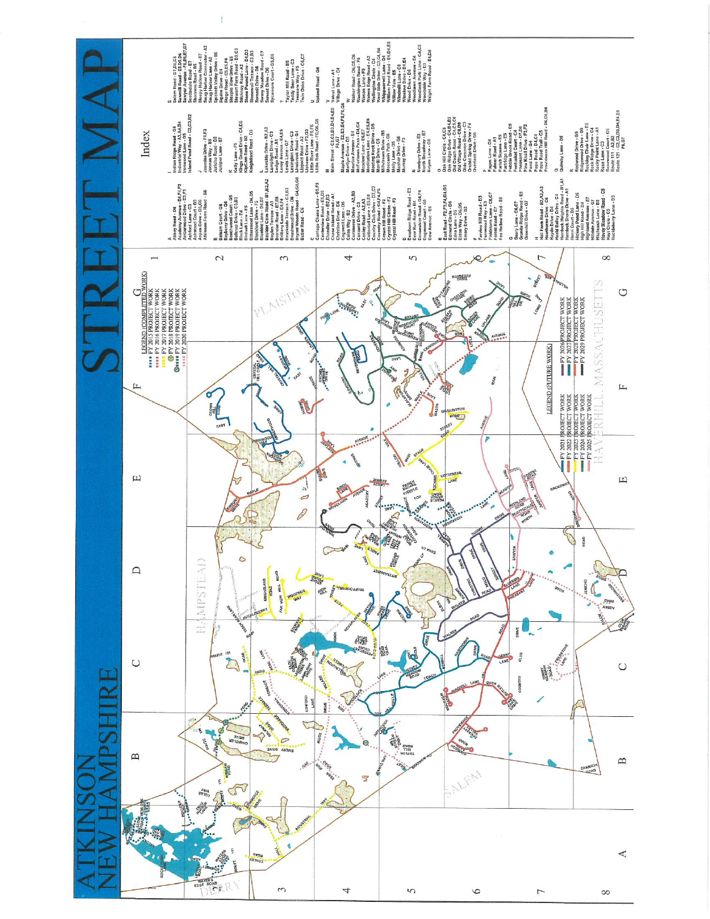# ATKINSON NEW HAMPSHIRE STREET MAP

HAVERHILL, MASSACHUSETTS

**LEGEND (COMPLETED WORK)**

- FY 2015 PROJECT WORK
- FY 2016 PROJECT WORK
- FY 2017 PROJECT WORK
- FY 2018 PROJECT WORK
- FY 2019 PROJECT WORK
- FY 2020 PROJECT WORK

**LEGEND (FUTURE WORK)**

- FY 2021 PROJECT WORK
- FY 2022 PROJECT WORK
- FY 2023 PROJECT WORK
- FY 2024 PROJECT WORK
- FY 2025 PROJECT WORK
- FY 2026 PROJECT WORK
- FY 2027 PROJECT WORK
- FY 2028 PROJECT WORK
- FY 2029 PROJECT WORK

## Index

**A**
Abbey Road - D8
Academy Avenue - E4,F4,F3
Amberwood Drive - E5,F5
Ashford Lane - C5
Ashwood Court - E5
Aspen Drive - D5,G6
Atkinson Farm Road - B6

**B**
Balsam Court - G6
Bayberry Drive - G6
Beechwood Court - B5
Bellcrup Drive - C3,B3
Birch Lane - E4
Bittersweet Lane - D4,D5
Bloodroot Drive - F5
Bluebird Lane - D6,D7
Boulder Cove Road - B1,B2,A2
Boyton Terrace - A1
Brendan Road - E7,E8
Brickley Lane - E3,F4
Brookside Terrace - C3,B3
Bryant Road Drive - G6
Brynwoode Road - G4,G5,G6
Butler Road - C6

**C**
Carriage Chase Lane - G5,F5
Centerview Road - E5,D5
Chandler Drive - B2,D3
Chase Road - A1
Chestnut Drive - D6
Clearview Lane - D8
Colts Way - B2
Commerce Drive - A2,B3
Concord Drive - C3
Conley Road - A3
Cottonfield Lane - E5,E6
Country Club Drive - D7,C7
Country Road - G4,F4,F5
Crestview Road - F2
Crystal Hill Circle - F3
Crystal Hill Road - F3

**D**
Dearborn Ridge Road - E3
Deer Run Road - B4
Dennison Drive - G4,F4
Dogwood Corner - G5
Dow Avenue - E6

**E**
East Road - F2,F3,F4,G4,G5
Edmund Circle - D5
Edna Lane - D5
Ellen Way - D4,D5
Emery Drive - B3

**F**
Fairview Hill Road - D3
Fernwood Way - E3
Fieldstone Lane - C6,C7
Forest Road - E7
Fox Hollow Road - E5

**G**
Geary Lane - C6,C7
Granite Ridge Road - E5
Greenhill Drive - G7

**H**
Hall Farm Road - B2,A3
Hawthorne Drive - C6
Haylin Drive - D4
Heald Bailey Drive - C4
Hemlock Heights Road - B1,A1
Hemlock Shore Drive - A1
Heron Court - B5
Hickory Pond Lane - D5
Highland Avenue - E7
Hilldale Avenue - G2
Hillcrest Lane - B5
Huckleberry Lane - D3

**I**
Indian Ridge Road - G8
Industrial Way - A3,A4,B4
Ironwood Lane - G5
Island Pond Road - C2,C3,B2

**J**
Jasmine Drive - F4,F3
Jenna Way - B5
Jericho Road - D8
Juniper Lane - E7

**K**
Kelly Lane - F5
Kings Grant Drive - C4,D5
Kirkham Road - B2
Knightsbird Road - D3

**L**
Lakeside Drive - B2,A2
Lamplight Drive - C3
Ledge Road - A1
Lenox Avenue - E4,E5
Lewis Lane - G7
Lexington Drive - C3
Linebrook Road - G4
Lippold Road - A2
Littleton Drive - F3,G3
Little River Lane - F5,F6
Little Rob Road - F5,G6,G5

**M**
Main Street - C2,C3,D3,D4,E4,E5,F6,G7
Maple Avenue - E2,E3,E4,F5,F6,G6
Marilyn Drive - D5
Maurice Avenue - E4
Meadow Lane - E6,E7
Meditation Lane - E4,E5,E6
Meeting Rock Drive - D5
Merrill Drive - C5
Misty Pine Drive - B5
Moccasin Path - C5
Molly Lane - D5
Mosher Drive - G6
Murray Drive - F3

**N**
Newbury Drive - E2
North Broadway - E7
Noyes Lane - G6

**O**
Oak Hill Circle - C4,C5
Oak Ridge Drive - C4,B4,B3
Old Coach Road - C4,C5,C6
Old Village Road - C8,D8
Olde Common Drive - C3
Orchid Spring Drive - F4
Overlook Drive - G6

**P**
Pagan Lane - C4
Palmer Road - A1
Parrish Drive - E5
Partridge Lane - E5
Pebble Brook Road - E5
Pettingill Court - C4
Pleasant Lane - C7,D6
Pine Knoll Drive - F3,F2
Pond Lane - G4
Popo Road - B4,C4
Pope Road Trail - C5
Providence Hill Road - D6,C6,B6

**Q**
Quimby Lane - D5

**R**
Redwood Drive - G5
Ridgewood Drive - G5
Rocking Club Lane - E5
Rock Ridge Drive - C4
Rocky Point Lane - A1
Rose Lane - C3
Rosewood Court - G5
Route 111 - A2,B2
Route 121 - C2,C3,D3,D4,E4,E5,F6,G7

**S**
Salem Road - B7,B8,C8
Sawmill Road - E5,D6
Sawyer Avenue - F6,E6,E7,D7
Scottsdale Road - E7
Sherwood Road - E5
Sleepy Hollow Road - E7
Snug Harbor Connector - A2
Snug Harbor Lane - A2
Spruce Valley Drive - B6
Stage Road - E5,E6,F6
Stewart Farm Road - D3,C3
Stickney Road - A2
Stonewall Terrace - C3,B3
Summit Drive - D6
Sunny Meadow Road - C7
Sunset Drive - C6
Sycamore Court - G5,G6

**T**
Taylor Mill Road - B5
Teddy Bear Lane - C3
Treasure Way - F5
Twin Oaks Drive - C6,C7

**U**
Upland Road - G6

**V**
Velvet Lane - A1
Village Drive - C4

**W**
Walker Road - D6,C6,B6
Washington Road - F6
Watson Lane - F5
Wellington Circle - C4
West Side Drive - C3,C4,B4
Whippoorwill Lane - D4
William Pond Road - E4,D4,E5
Willow Drive - E5
Windmill Lane - C6
Winslow Drive - D3,E4
Wood Drive - D5
Woodlawn Avenue - E4
Woodside Park Lane - C4,C5
Woodside Way - D3
Wright Farm Road - E4,D5